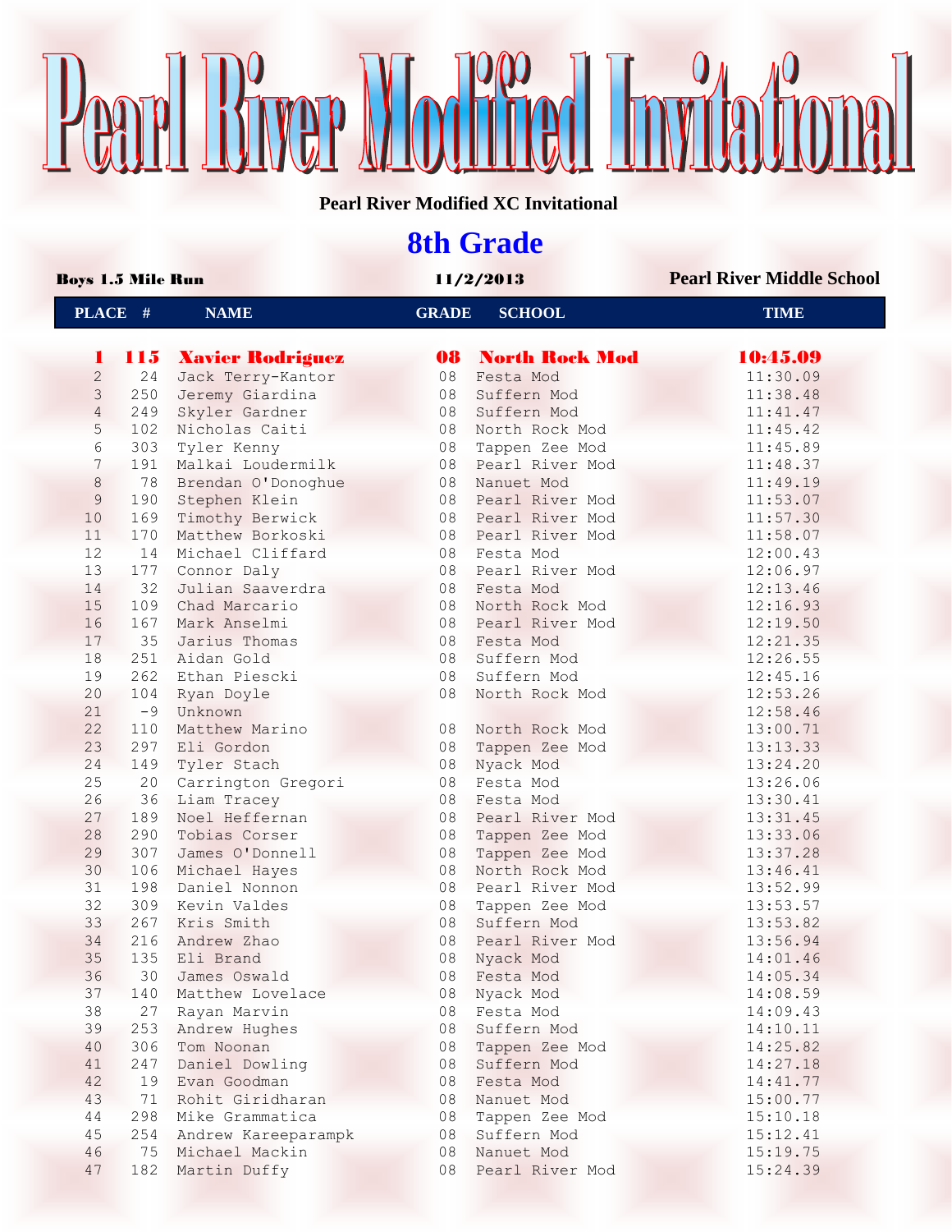# Pearl River Modified Invitational

**Pearl River Modified XC Invitational**

## 8th Grade

**Boys 1.5 Mile Run** | **11/2/2013** | **Pearl River Middle School**

| PLACE | # | NAME | GRADE | SCHOOL | TIME |
|---|---|---|---|---|---|
| **1** | **115** | **Xavier Rodriguez** | **08** | **North Rock Mod** | **10:45.09** |
| 2 | 24 | Jack Terry-Kantor | 08 | Festa Mod | 11:30.09 |
| 3 | 250 | Jeremy Giardina | 08 | Suffern Mod | 11:38.48 |
| 4 | 249 | Skyler Gardner | 08 | Suffern Mod | 11:41.47 |
| 5 | 102 | Nicholas Caiti | 08 | North Rock Mod | 11:45.42 |
| 6 | 303 | Tyler Kenny | 08 | Tappen Zee Mod | 11:45.89 |
| 7 | 191 | Malkai Loudermilk | 08 | Pearl River Mod | 11:48.37 |
| 8 | 78 | Brendan O'Donoghue | 08 | Nanuet Mod | 11:49.19 |
| 9 | 190 | Stephen Klein | 08 | Pearl River Mod | 11:53.07 |
| 10 | 169 | Timothy Berwick | 08 | Pearl River Mod | 11:57.30 |
| 11 | 170 | Matthew Borkoski | 08 | Pearl River Mod | 11:58.07 |
| 12 | 14 | Michael Cliffard | 08 | Festa Mod | 12:00.43 |
| 13 | 177 | Connor Daly | 08 | Pearl River Mod | 12:06.97 |
| 14 | 32 | Julian Saaverdra | 08 | Festa Mod | 12:13.46 |
| 15 | 109 | Chad Marcario | 08 | North Rock Mod | 12:16.93 |
| 16 | 167 | Mark Anselmi | 08 | Pearl River Mod | 12:19.50 |
| 17 | 35 | Jarius Thomas | 08 | Festa Mod | 12:21.35 |
| 18 | 251 | Aidan Gold | 08 | Suffern Mod | 12:26.55 |
| 19 | 262 | Ethan Piescki | 08 | Suffern Mod | 12:45.16 |
| 20 | 104 | Ryan Doyle | 08 | North Rock Mod | 12:53.26 |
| 21 | -9 | Unknown | | | 12:58.46 |
| 22 | 110 | Matthew Marino | 08 | North Rock Mod | 13:00.71 |
| 23 | 297 | Eli Gordon | 08 | Tappen Zee Mod | 13:13.33 |
| 24 | 149 | Tyler Stach | 08 | Nyack Mod | 13:24.20 |
| 25 | 20 | Carrington Gregori | 08 | Festa Mod | 13:26.06 |
| 26 | 36 | Liam Tracey | 08 | Festa Mod | 13:30.41 |
| 27 | 189 | Noel Heffernan | 08 | Pearl River Mod | 13:31.45 |
| 28 | 290 | Tobias Corser | 08 | Tappen Zee Mod | 13:33.06 |
| 29 | 307 | James O'Donnell | 08 | Tappen Zee Mod | 13:37.28 |
| 30 | 106 | Michael Hayes | 08 | North Rock Mod | 13:46.41 |
| 31 | 198 | Daniel Nonnon | 08 | Pearl River Mod | 13:52.99 |
| 32 | 309 | Kevin Valdes | 08 | Tappen Zee Mod | 13:53.57 |
| 33 | 267 | Kris Smith | 08 | Suffern Mod | 13:53.82 |
| 34 | 216 | Andrew Zhao | 08 | Pearl River Mod | 13:56.94 |
| 35 | 135 | Eli Brand | 08 | Nyack Mod | 14:01.46 |
| 36 | 30 | James Oswald | 08 | Festa Mod | 14:05.34 |
| 37 | 140 | Matthew Lovelace | 08 | Nyack Mod | 14:08.59 |
| 38 | 27 | Rayan Marvin | 08 | Festa Mod | 14:09.43 |
| 39 | 253 | Andrew Hughes | 08 | Suffern Mod | 14:10.11 |
| 40 | 306 | Tom Noonan | 08 | Tappen Zee Mod | 14:25.82 |
| 41 | 247 | Daniel Dowling | 08 | Suffern Mod | 14:27.18 |
| 42 | 19 | Evan Goodman | 08 | Festa Mod | 14:41.77 |
| 43 | 71 | Rohit Giridharan | 08 | Nanuet Mod | 15:00.77 |
| 44 | 298 | Mike Grammatica | 08 | Tappen Zee Mod | 15:10.18 |
| 45 | 254 | Andrew Kareeparampk | 08 | Suffern Mod | 15:12.41 |
| 46 | 75 | Michael Mackin | 08 | Nanuet Mod | 15:19.75 |
| 47 | 182 | Martin Duffy | 08 | Pearl River Mod | 15:24.39 |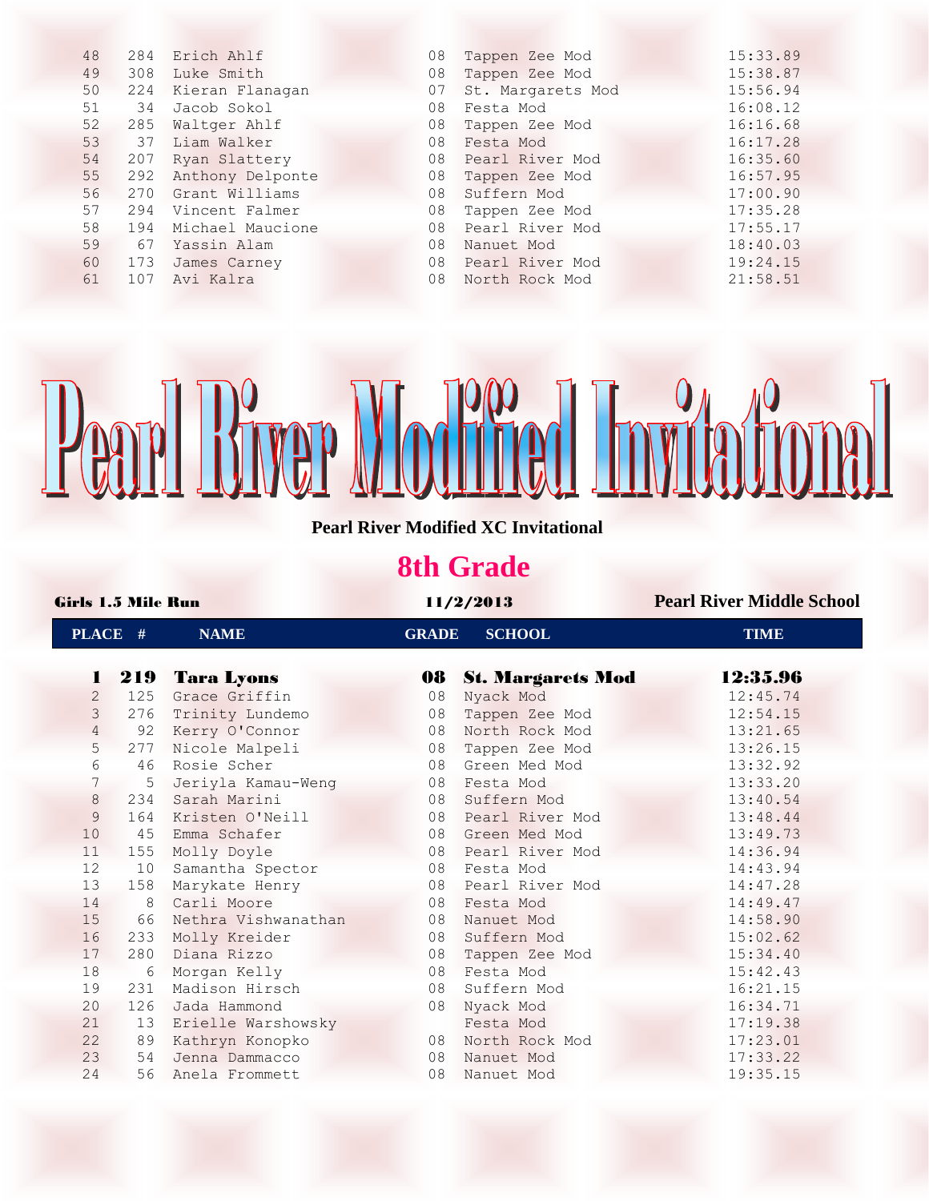| | | | | | |
|---|---|---|---|---|---|
| 48 | 284 | Erich Ahlf | 08 | Tappen Zee Mod | 15:33.89 |
| 49 | 308 | Luke Smith | 08 | Tappen Zee Mod | 15:38.87 |
| 50 | 224 | Kieran Flanagan | 07 | St. Margarets Mod | 15:56.94 |
| 51 | 34 | Jacob Sokol | 08 | Festa Mod | 16:08.12 |
| 52 | 285 | Waltger Ahlf | 08 | Tappen Zee Mod | 16:16.68 |
| 53 | 37 | Liam Walker | 08 | Festa Mod | 16:17.28 |
| 54 | 207 | Ryan Slattery | 08 | Pearl River Mod | 16:35.60 |
| 55 | 292 | Anthony Delponte | 08 | Tappen Zee Mod | 16:57.95 |
| 56 | 270 | Grant Williams | 08 | Suffern Mod | 17:00.90 |
| 57 | 294 | Vincent Falmer | 08 | Tappen Zee Mod | 17:35.28 |
| 58 | 194 | Michael Maucione | 08 | Pearl River Mod | 17:55.17 |
| 59 | 67 | Yassin Alam | 08 | Nanuet Mod | 18:40.03 |
| 60 | 173 | James Carney | 08 | Pearl River Mod | 19:24.15 |
| 61 | 107 | Avi Kalra | 08 | North Rock Mod | 21:58.51 |

# Pearl River Modified Invitational

**Pearl River Modified XC Invitational**

## 8th Grade

**Girls 1.5 Mile Run** — **11/2/2013** — **Pearl River Middle School**

| PLACE | # | NAME | GRADE | SCHOOL | TIME |
|---|---|---|---|---|---|
| **1** | **219** | **Tara Lyons** | **08** | **St. Margarets Mod** | **12:35.96** |
| 2 | 125 | Grace Griffin | 08 | Nyack Mod | 12:45.74 |
| 3 | 276 | Trinity Lundemo | 08 | Tappen Zee Mod | 12:54.15 |
| 4 | 92 | Kerry O'Connor | 08 | North Rock Mod | 13:21.65 |
| 5 | 277 | Nicole Malpeli | 08 | Tappen Zee Mod | 13:26.15 |
| 6 | 46 | Rosie Scher | 08 | Green Med Mod | 13:32.92 |
| 7 | 5 | Jeriyla Kamau-Weng | 08 | Festa Mod | 13:33.20 |
| 8 | 234 | Sarah Marini | 08 | Suffern Mod | 13:40.54 |
| 9 | 164 | Kristen O'Neill | 08 | Pearl River Mod | 13:48.44 |
| 10 | 45 | Emma Schafer | 08 | Green Med Mod | 13:49.73 |
| 11 | 155 | Molly Doyle | 08 | Pearl River Mod | 14:36.94 |
| 12 | 10 | Samantha Spector | 08 | Festa Mod | 14:43.94 |
| 13 | 158 | Marykate Henry | 08 | Pearl River Mod | 14:47.28 |
| 14 | 8 | Carli Moore | 08 | Festa Mod | 14:49.47 |
| 15 | 66 | Nethra Vishwanathan | 08 | Nanuet Mod | 14:58.90 |
| 16 | 233 | Molly Kreider | 08 | Suffern Mod | 15:02.62 |
| 17 | 280 | Diana Rizzo | 08 | Tappen Zee Mod | 15:34.40 |
| 18 | 6 | Morgan Kelly | 08 | Festa Mod | 15:42.43 |
| 19 | 231 | Madison Hirsch | 08 | Suffern Mod | 16:21.15 |
| 20 | 126 | Jada Hammond | 08 | Nyack Mod | 16:34.71 |
| 21 | 13 | Erielle Warshowsky | | Festa Mod | 17:19.38 |
| 22 | 89 | Kathryn Konopko | 08 | North Rock Mod | 17:23.01 |
| 23 | 54 | Jenna Dammacco | 08 | Nanuet Mod | 17:33.22 |
| 24 | 56 | Anela Frommett | 08 | Nanuet Mod | 19:35.15 |